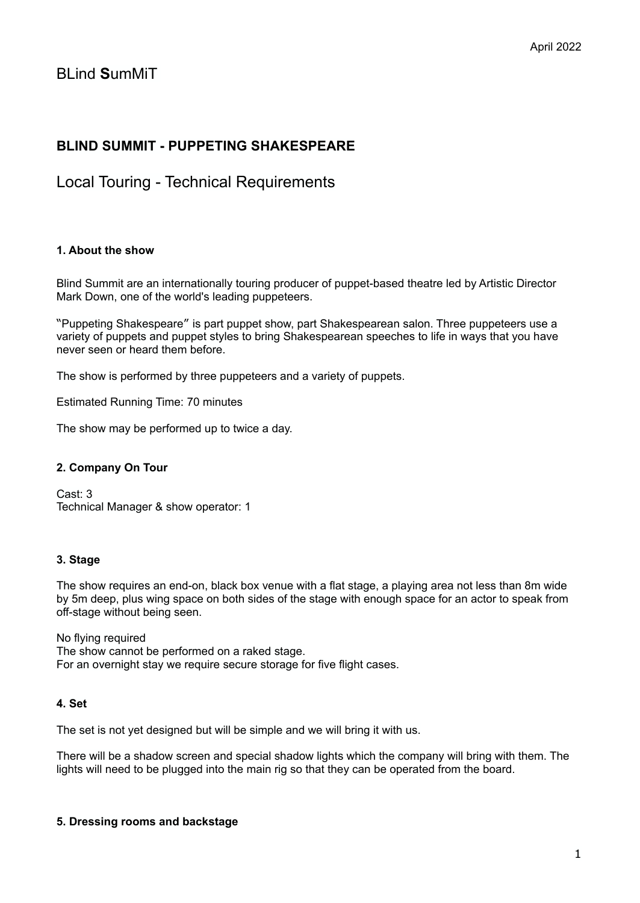April 2022

BLind **S**umMiT

## BLIND SUMMIT - PUPPETING SHAKESPEARE

# Local Touring - Technical Requirements

### 1. About the show

Blind Summit are an internationally touring producer of puppet-based theatre led by Artistic Director Mark Down, one of the world's leading puppeteers.

"Puppeting Shakespeare" is part puppet show, part Shakespearean salon. Three puppeteers use a variety of puppets and puppet styles to bring Shakespearean speeches to life in ways that you have never seen or heard them before.

The show is performed by three puppeteers and a variety of puppets.

Estimated Running Time: 70 minutes

The show may be performed up to twice a day.

### 2. Company On Tour

Cast: 3
Technical Manager & show operator: 1

### 3. Stage

The show requires an end-on, black box venue with a flat stage, a playing area not less than 8m wide by 5m deep, plus wing space on both sides of the stage with enough space for an actor to speak from off-stage without being seen.

No flying required
The show cannot be performed on a raked stage.
For an overnight stay we require secure storage for five flight cases.

### 4. Set

The set is not yet designed but will be simple and we will bring it with us.

There will be a shadow screen and special shadow lights which the company will bring with them. The lights will need to be plugged into the main rig so that they can be operated from the board.

### 5. Dressing rooms and backstage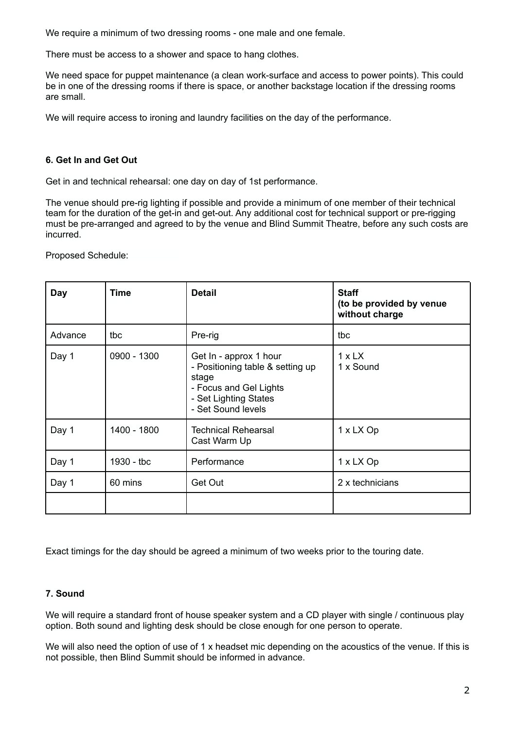We require a minimum of two dressing rooms - one male and one female.

There must be access to a shower and space to hang clothes.

We need space for puppet maintenance (a clean work-surface and access to power points). This could be in one of the dressing rooms if there is space, or another backstage location if the dressing rooms are small.

We will require access to ironing and laundry facilities on the day of the performance.

**6. Get In and Get Out**

Get in and technical rehearsal: one day on day of 1st performance.

The venue should pre-rig lighting if possible and provide a minimum of one member of their technical team for the duration of the get-in and get-out. Any additional cost for technical support or pre-rigging must be pre-arranged and agreed to by the venue and Blind Summit Theatre, before any such costs are incurred.

Proposed Schedule:

| **Day** | **Time** | **Detail** | **Staff (to be provided by venue without charge** |
|---|---|---|---|
| Advance | tbc | Pre-rig | tbc |
| Day 1 | 0900 - 1300 | Get In - approx 1 hour<br>- Positioning table & setting up stage<br>- Focus and Gel Lights<br>- Set Lighting States<br>- Set Sound levels | 1 x LX<br>1 x Sound |
| Day 1 | 1400 - 1800 | Technical Rehearsal<br>Cast Warm Up | 1 x LX Op |
| Day 1 | 1930 - tbc | Performance | 1 x LX Op |
| Day 1 | 60 mins | Get Out | 2 x technicians |
| | | | |

Exact timings for the day should be agreed a minimum of two weeks prior to the touring date.

**7. Sound**

We will require a standard front of house speaker system and a CD player with single / continuous play option. Both sound and lighting desk should be close enough for one person to operate.

We will also need the option of use of 1 x headset mic depending on the acoustics of the venue. If this is not possible, then Blind Summit should be informed in advance.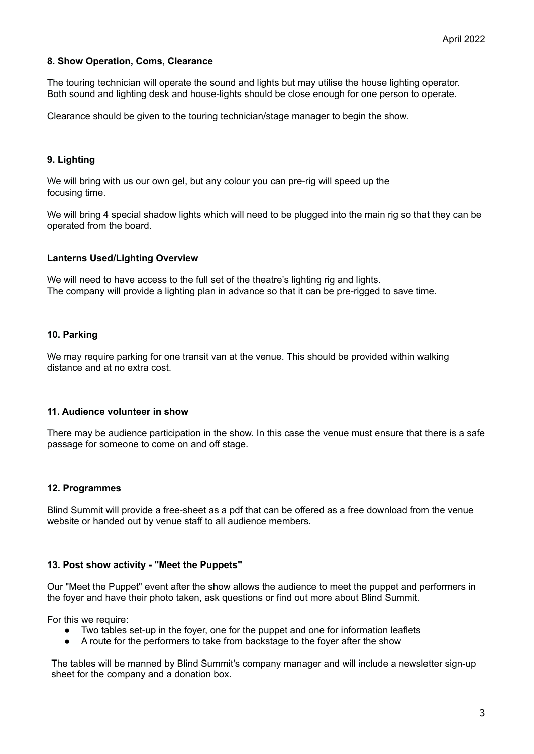April 2022

**8. Show Operation, Coms, Clearance**

The touring technician will operate the sound and lights but may utilise the house lighting operator. Both sound and lighting desk and house-lights should be close enough for one person to operate.

Clearance should be given to the touring technician/stage manager to begin the show.

**9. Lighting**

We will bring with us our own gel, but any colour you can pre-rig will speed up the focusing time.

We will bring 4 special shadow lights which will need to be plugged into the main rig so that they can be operated from the board.

**Lanterns Used/Lighting Overview**

We will need to have access to the full set of the theatre's lighting rig and lights.
The company will provide a lighting plan in advance so that it can be pre-rigged to save time.

**10. Parking**

We may require parking for one transit van at the venue. This should be provided within walking distance and at no extra cost.

**11. Audience volunteer in show**

There may be audience participation in the show. In this case the venue must ensure that there is a safe passage for someone to come on and off stage.

**12. Programmes**

Blind Summit will provide a free-sheet as a pdf that can be offered as a free download from the venue website or handed out by venue staff to all audience members.

**13. Post show activity - "Meet the Puppets"**

Our "Meet the Puppet" event after the show allows the audience to meet the puppet and performers in the foyer and have their photo taken, ask questions or find out more about Blind Summit.

For this we require:

- Two tables set-up in the foyer, one for the puppet and one for information leaflets
- A route for the performers to take from backstage to the foyer after the show

The tables will be manned by Blind Summit's company manager and will include a newsletter sign-up sheet for the company and a donation box.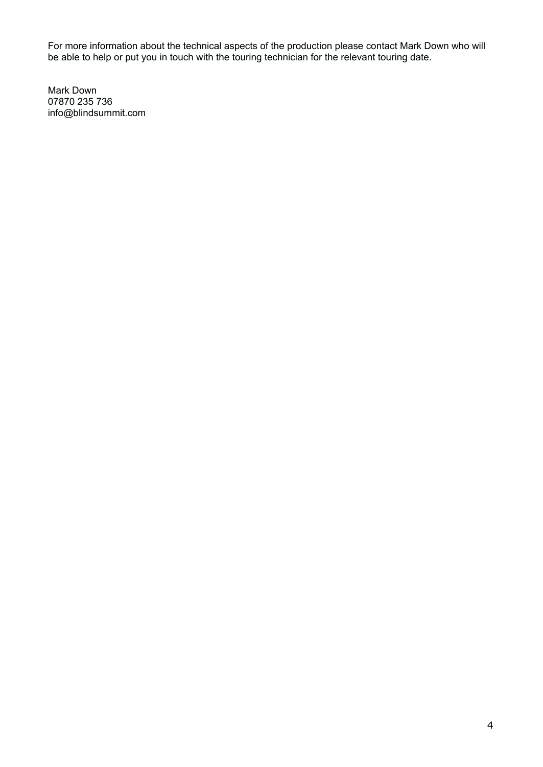For more information about the technical aspects of the production please contact Mark Down who will be able to help or put you in touch with the touring technician for the relevant touring date.

Mark Down
07870 235 736
info@blindsummit.com